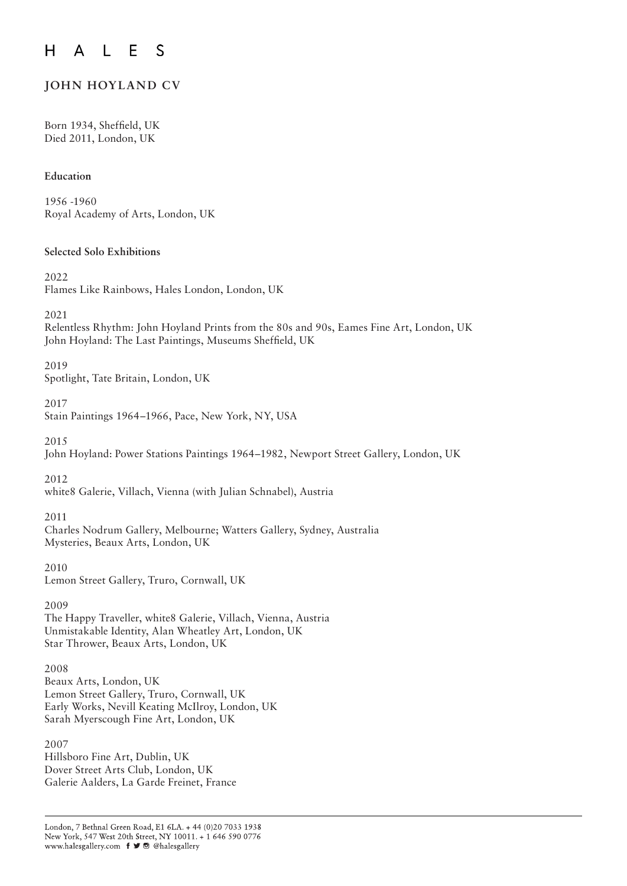# H A L E S

## JOHN HOYLAND CV

Born 1934, Sheffield, UK
Died 2011, London, UK

### Education

1956 -1960
Royal Academy of Arts, London, UK

### Selected Solo Exhibitions

2022
Flames Like Rainbows, Hales London, London, UK

2021
Relentless Rhythm: John Hoyland Prints from the 80s and 90s, Eames Fine Art, London, UK
John Hoyland: The Last Paintings, Museums Sheffield, UK

2019
Spotlight, Tate Britain, London, UK

2017
Stain Paintings 1964–1966, Pace, New York, NY, USA

2015
John Hoyland: Power Stations Paintings 1964–1982, Newport Street Gallery, London, UK

2012
white8 Galerie, Villach, Vienna (with Julian Schnabel), Austria

2011
Charles Nodrum Gallery, Melbourne; Watters Gallery, Sydney, Australia
Mysteries, Beaux Arts, London, UK

2010
Lemon Street Gallery, Truro, Cornwall, UK

2009
The Happy Traveller, white8 Galerie, Villach, Vienna, Austria
Unmistakable Identity, Alan Wheatley Art, London, UK
Star Thrower, Beaux Arts, London, UK

2008
Beaux Arts, London, UK
Lemon Street Gallery, Truro, Cornwall, UK
Early Works, Nevill Keating McIlroy, London, UK
Sarah Myerscough Fine Art, London, UK

2007
Hillsboro Fine Art, Dublin, UK
Dover Street Arts Club, London, UK
Galerie Aalders, La Garde Freinet, France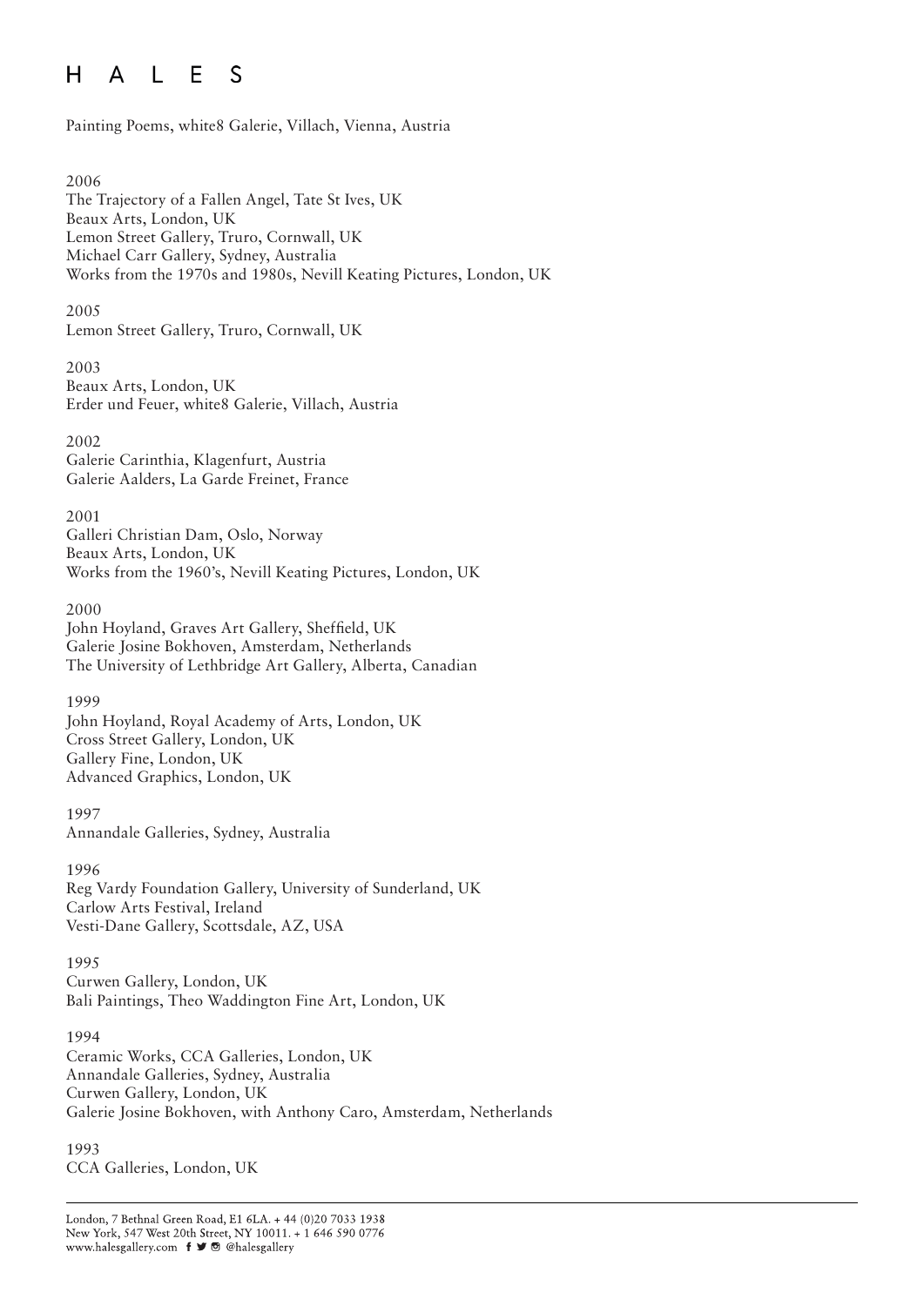Painting Poems, white8 Galerie, Villach, Vienna, Austria

2006
The Trajectory of a Fallen Angel, Tate St Ives, UK
Beaux Arts, London, UK
Lemon Street Gallery, Truro, Cornwall, UK
Michael Carr Gallery, Sydney, Australia
Works from the 1970s and 1980s, Nevill Keating Pictures, London, UK

2005
Lemon Street Gallery, Truro, Cornwall, UK

2003
Beaux Arts, London, UK
Erder und Feuer, white8 Galerie, Villach, Austria

2002
Galerie Carinthia, Klagenfurt, Austria
Galerie Aalders, La Garde Freinet, France

2001
Galleri Christian Dam, Oslo, Norway
Beaux Arts, London, UK
Works from the 1960's, Nevill Keating Pictures, London, UK

2000
John Hoyland, Graves Art Gallery, Sheffield, UK
Galerie Josine Bokhoven, Amsterdam, Netherlands
The University of Lethbridge Art Gallery, Alberta, Canadian

1999
John Hoyland, Royal Academy of Arts, London, UK
Cross Street Gallery, London, UK
Gallery Fine, London, UK
Advanced Graphics, London, UK

1997
Annandale Galleries, Sydney, Australia

1996
Reg Vardy Foundation Gallery, University of Sunderland, UK
Carlow Arts Festival, Ireland
Vesti-Dane Gallery, Scottsdale, AZ, USA

1995
Curwen Gallery, London, UK
Bali Paintings, Theo Waddington Fine Art, London, UK

1994
Ceramic Works, CCA Galleries, London, UK
Annandale Galleries, Sydney, Australia
Curwen Gallery, London, UK
Galerie Josine Bokhoven, with Anthony Caro, Amsterdam, Netherlands

1993
CCA Galleries, London, UK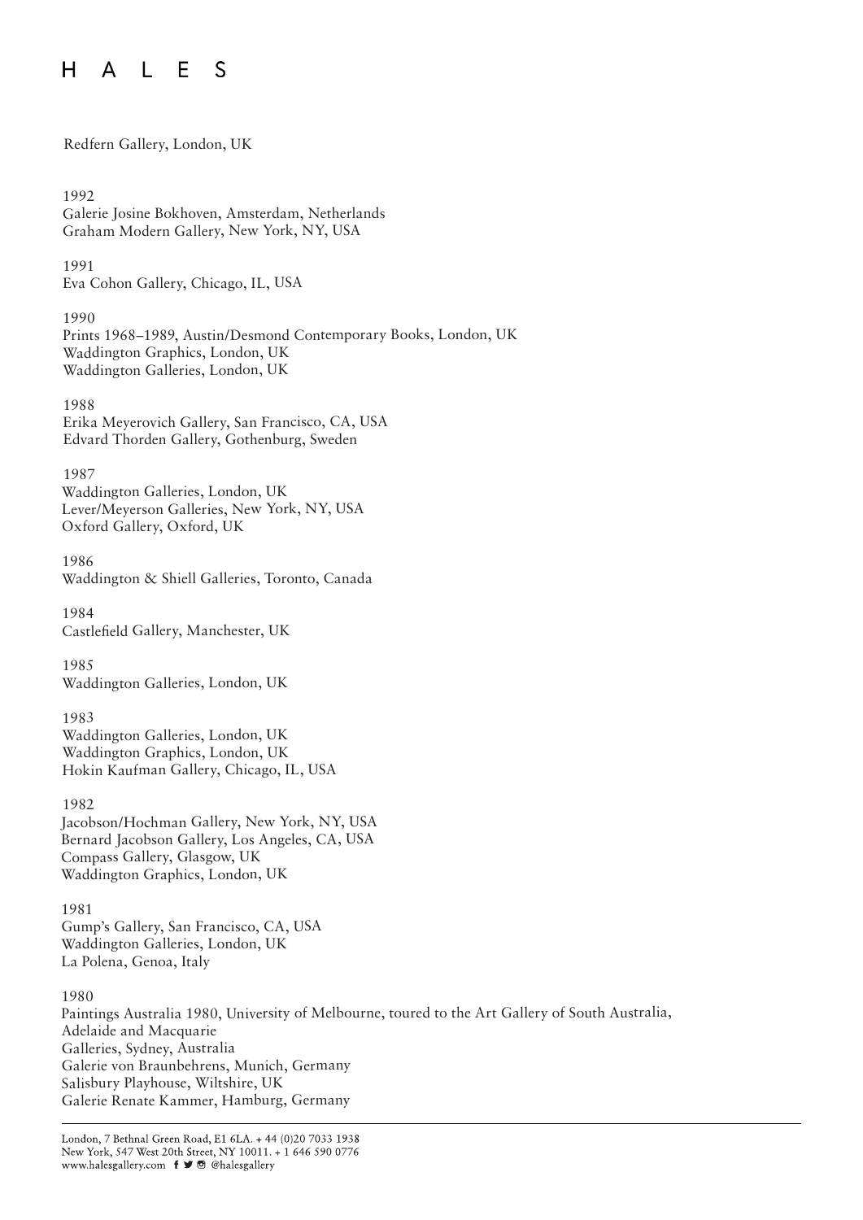Redfern Gallery, London, UK

1992
Galerie Josine Bokhoven, Amsterdam, Netherlands
Graham Modern Gallery, New York, NY, USA

1991
Eva Cohon Gallery, Chicago, IL, USA

1990
Prints 1968–1989, Austin/Desmond Contemporary Books, London, UK
Waddington Graphics, London, UK
Waddington Galleries, London, UK

1988
Erika Meyerovich Gallery, San Francisco, CA, USA
Edvard Thorden Gallery, Gothenburg, Sweden

1987
Waddington Galleries, London, UK
Lever/Meyerson Galleries, New York, NY, USA
Oxford Gallery, Oxford, UK

1986
Waddington & Shiell Galleries, Toronto, Canada

1984
Castlefield Gallery, Manchester, UK

1985
Waddington Galleries, London, UK

1983
Waddington Galleries, London, UK
Waddington Graphics, London, UK
Hokin Kaufman Gallery, Chicago, IL, USA

1982
Jacobson/Hochman Gallery, New York, NY, USA
Bernard Jacobson Gallery, Los Angeles, CA, USA
Compass Gallery, Glasgow, UK
Waddington Graphics, London, UK

1981
Gump's Gallery, San Francisco, CA, USA
Waddington Galleries, London, UK
La Polena, Genoa, Italy

1980
Paintings Australia 1980, University of Melbourne, toured to the Art Gallery of South Australia, Adelaide and Macquarie
Galleries, Sydney, Australia
Galerie von Braunbehrens, Munich, Germany
Salisbury Playhouse, Wiltshire, UK
Galerie Renate Kammer, Hamburg, Germany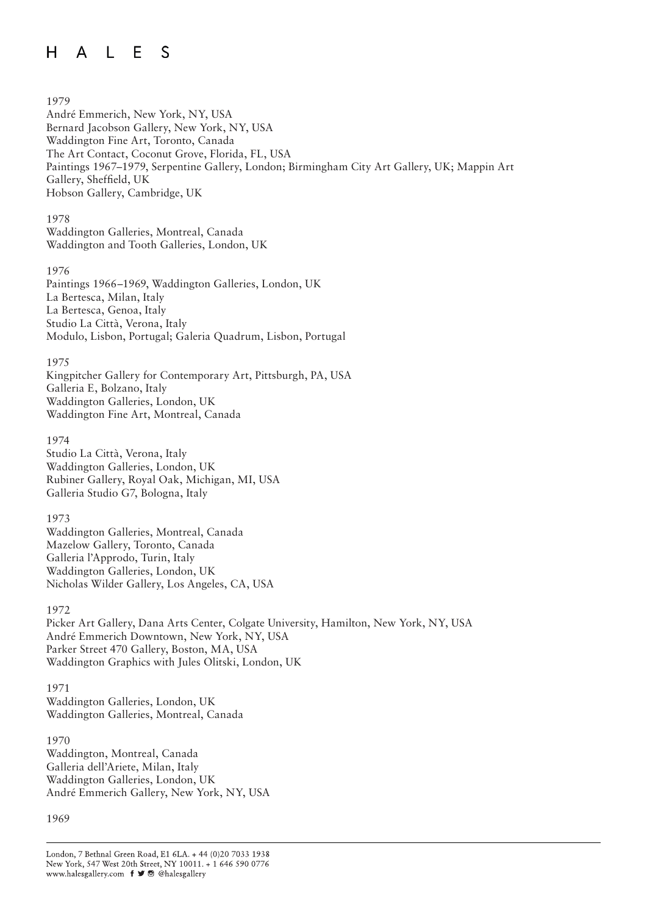1979

André Emmerich, New York, NY, USA
Bernard Jacobson Gallery, New York, NY, USA
Waddington Fine Art, Toronto, Canada
The Art Contact, Coconut Grove, Florida, FL, USA
Paintings 1967–1979, Serpentine Gallery, London; Birmingham City Art Gallery, UK; Mappin Art Gallery, Sheffield, UK
Hobson Gallery, Cambridge, UK

1978

Waddington Galleries, Montreal, Canada
Waddington and Tooth Galleries, London, UK

1976

Paintings 1966–1969, Waddington Galleries, London, UK
La Bertesca, Milan, Italy
La Bertesca, Genoa, Italy
Studio La Città, Verona, Italy
Modulo, Lisbon, Portugal; Galeria Quadrum, Lisbon, Portugal

1975

Kingpitcher Gallery for Contemporary Art, Pittsburgh, PA, USA
Galleria E, Bolzano, Italy
Waddington Galleries, London, UK
Waddington Fine Art, Montreal, Canada

1974

Studio La Città, Verona, Italy
Waddington Galleries, London, UK
Rubiner Gallery, Royal Oak, Michigan, MI, USA
Galleria Studio G7, Bologna, Italy

1973

Waddington Galleries, Montreal, Canada
Mazelow Gallery, Toronto, Canada
Galleria l'Approdo, Turin, Italy
Waddington Galleries, London, UK
Nicholas Wilder Gallery, Los Angeles, CA, USA

1972

Picker Art Gallery, Dana Arts Center, Colgate University, Hamilton, New York, NY, USA
André Emmerich Downtown, New York, NY, USA
Parker Street 470 Gallery, Boston, MA, USA
Waddington Graphics with Jules Olitski, London, UK

1971

Waddington Galleries, London, UK
Waddington Galleries, Montreal, Canada

1970

Waddington, Montreal, Canada
Galleria dell'Ariete, Milan, Italy
Waddington Galleries, London, UK
André Emmerich Gallery, New York, NY, USA

1969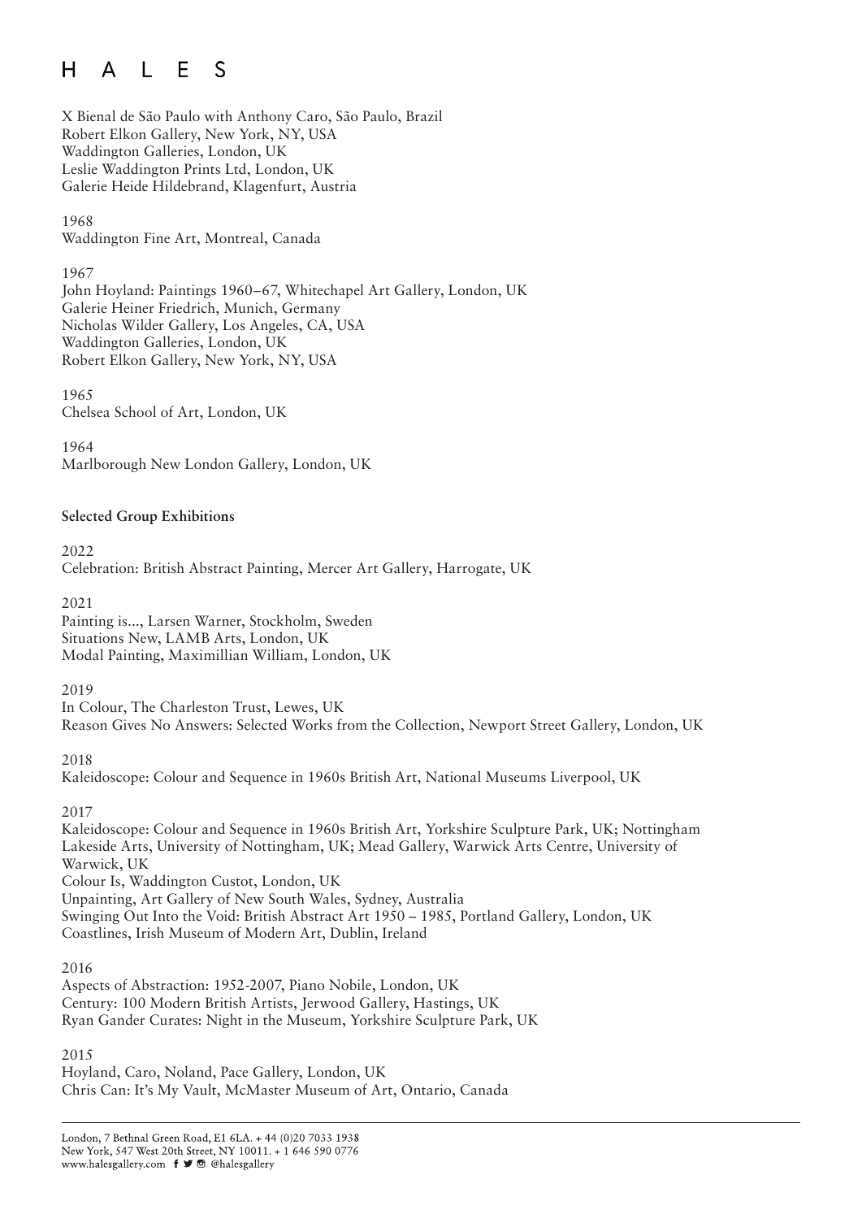X Bienal de São Paulo with Anthony Caro, São Paulo, Brazil
Robert Elkon Gallery, New York, NY, USA
Waddington Galleries, London, UK
Leslie Waddington Prints Ltd, London, UK
Galerie Heide Hildebrand, Klagenfurt, Austria

1968
Waddington Fine Art, Montreal, Canada

1967
John Hoyland: Paintings 1960–67, Whitechapel Art Gallery, London, UK
Galerie Heiner Friedrich, Munich, Germany
Nicholas Wilder Gallery, Los Angeles, CA, USA
Waddington Galleries, London, UK
Robert Elkon Gallery, New York, NY, USA

1965
Chelsea School of Art, London, UK

1964
Marlborough New London Gallery, London, UK

**Selected Group Exhibitions**

2022
Celebration: British Abstract Painting, Mercer Art Gallery, Harrogate, UK

2021
Painting is..., Larsen Warner, Stockholm, Sweden
Situations New, LAMB Arts, London, UK
Modal Painting, Maximillian William, London, UK

2019
In Colour, The Charleston Trust, Lewes, UK
Reason Gives No Answers: Selected Works from the Collection, Newport Street Gallery, London, UK

2018
Kaleidoscope: Colour and Sequence in 1960s British Art, National Museums Liverpool, UK

2017
Kaleidoscope: Colour and Sequence in 1960s British Art, Yorkshire Sculpture Park, UK; Nottingham Lakeside Arts, University of Nottingham, UK; Mead Gallery, Warwick Arts Centre, University of Warwick, UK
Colour Is, Waddington Custot, London, UK
Unpainting, Art Gallery of New South Wales, Sydney, Australia
Swinging Out Into the Void: British Abstract Art 1950 – 1985, Portland Gallery, London, UK
Coastlines, Irish Museum of Modern Art, Dublin, Ireland

2016
Aspects of Abstraction: 1952-2007, Piano Nobile, London, UK
Century: 100 Modern British Artists, Jerwood Gallery, Hastings, UK
Ryan Gander Curates: Night in the Museum, Yorkshire Sculpture Park, UK

2015
Hoyland, Caro, Noland, Pace Gallery, London, UK
Chris Can: It's My Vault, McMaster Museum of Art, Ontario, Canada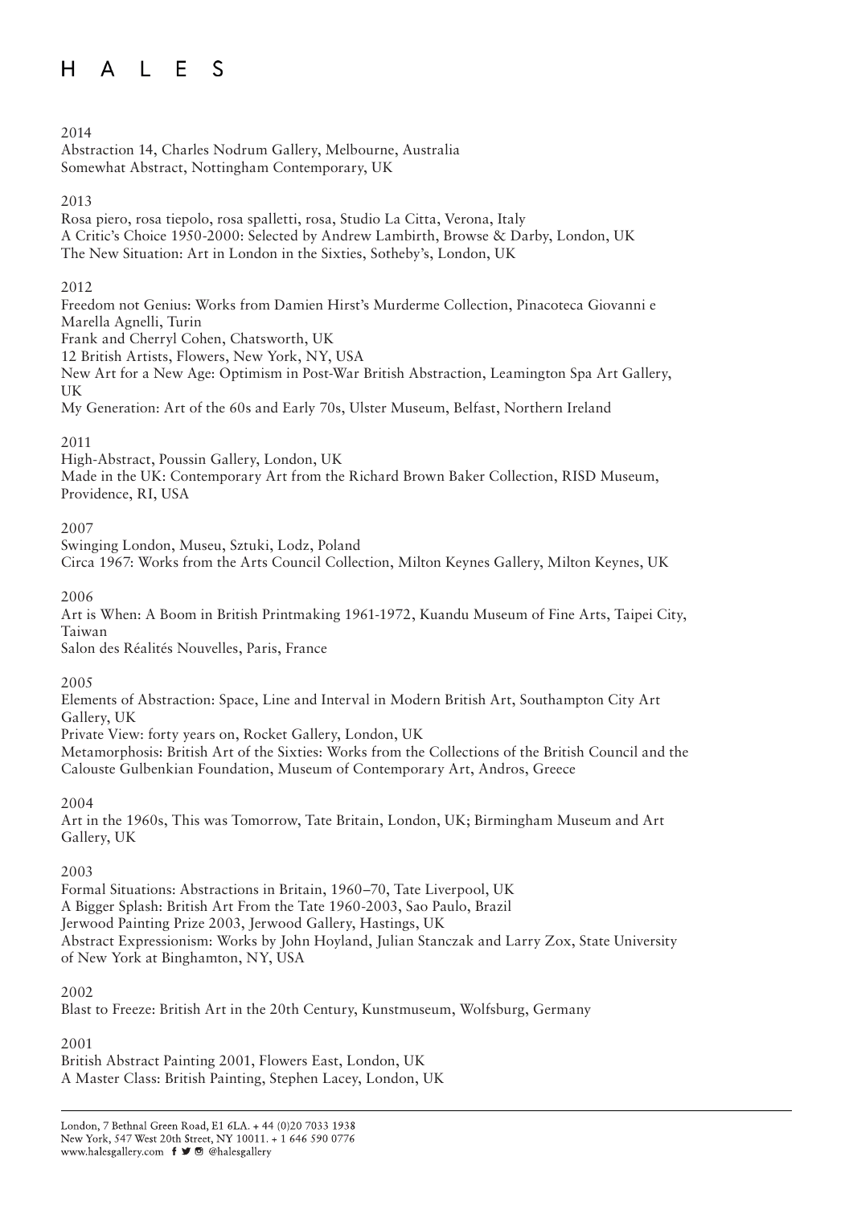2014

Abstraction 14, Charles Nodrum Gallery, Melbourne, Australia
Somewhat Abstract, Nottingham Contemporary, UK

2013

Rosa piero, rosa tiepolo, rosa spalletti, rosa, Studio La Citta, Verona, Italy
A Critic's Choice 1950-2000: Selected by Andrew Lambirth, Browse & Darby, London, UK
The New Situation: Art in London in the Sixties, Sotheby's, London, UK

2012

Freedom not Genius: Works from Damien Hirst's Murderme Collection, Pinacoteca Giovanni e Marella Agnelli, Turin
Frank and Cherryl Cohen, Chatsworth, UK
12 British Artists, Flowers, New York, NY, USA
New Art for a New Age: Optimism in Post-War British Abstraction, Leamington Spa Art Gallery, UK
My Generation: Art of the 60s and Early 70s, Ulster Museum, Belfast, Northern Ireland

2011

High-Abstract, Poussin Gallery, London, UK
Made in the UK: Contemporary Art from the Richard Brown Baker Collection, RISD Museum, Providence, RI, USA

2007

Swinging London, Museu, Sztuki, Lodz, Poland
Circa 1967: Works from the Arts Council Collection, Milton Keynes Gallery, Milton Keynes, UK

2006

Art is When: A Boom in British Printmaking 1961-1972, Kuandu Museum of Fine Arts, Taipei City, Taiwan
Salon des Réalités Nouvelles, Paris, France

2005

Elements of Abstraction: Space, Line and Interval in Modern British Art, Southampton City Art Gallery, UK
Private View: forty years on, Rocket Gallery, London, UK
Metamorphosis: British Art of the Sixties: Works from the Collections of the British Council and the Calouste Gulbenkian Foundation, Museum of Contemporary Art, Andros, Greece

2004

Art in the 1960s, This was Tomorrow, Tate Britain, London, UK; Birmingham Museum and Art Gallery, UK

2003

Formal Situations: Abstractions in Britain, 1960–70, Tate Liverpool, UK
A Bigger Splash: British Art From the Tate 1960-2003, Sao Paulo, Brazil
Jerwood Painting Prize 2003, Jerwood Gallery, Hastings, UK
Abstract Expressionism: Works by John Hoyland, Julian Stanczak and Larry Zox, State University of New York at Binghamton, NY, USA

2002

Blast to Freeze: British Art in the 20th Century, Kunstmuseum, Wolfsburg, Germany

2001

British Abstract Painting 2001, Flowers East, London, UK
A Master Class: British Painting, Stephen Lacey, London, UK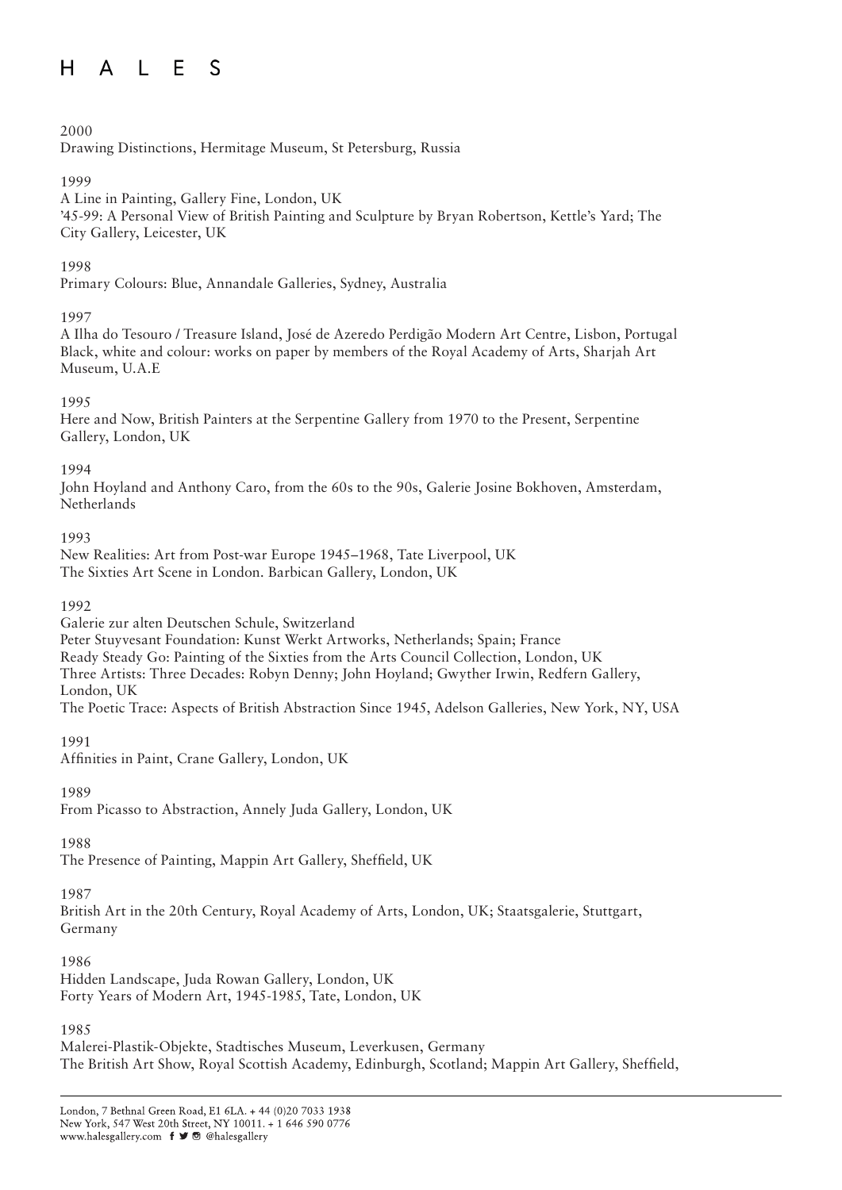2000

Drawing Distinctions, Hermitage Museum, St Petersburg, Russia

1999

A Line in Painting, Gallery Fine, London, UK

'45-99: A Personal View of British Painting and Sculpture by Bryan Robertson, Kettle's Yard; The City Gallery, Leicester, UK

1998

Primary Colours: Blue, Annandale Galleries, Sydney, Australia

1997

A Ilha do Tesouro / Treasure Island, José de Azeredo Perdigão Modern Art Centre, Lisbon, Portugal

Black, white and colour: works on paper by members of the Royal Academy of Arts, Sharjah Art Museum, U.A.E

1995

Here and Now, British Painters at the Serpentine Gallery from 1970 to the Present, Serpentine Gallery, London, UK

1994

John Hoyland and Anthony Caro, from the 60s to the 90s, Galerie Josine Bokhoven, Amsterdam, Netherlands

1993

New Realities: Art from Post-war Europe 1945–1968, Tate Liverpool, UK

The Sixties Art Scene in London. Barbican Gallery, London, UK

1992

Galerie zur alten Deutschen Schule, Switzerland

Peter Stuyvesant Foundation: Kunst Werkt Artworks, Netherlands; Spain; France

Ready Steady Go: Painting of the Sixties from the Arts Council Collection, London, UK

Three Artists: Three Decades: Robyn Denny; John Hoyland; Gwyther Irwin, Redfern Gallery, London, UK

The Poetic Trace: Aspects of British Abstraction Since 1945, Adelson Galleries, New York, NY, USA

1991

Affinities in Paint, Crane Gallery, London, UK

1989

From Picasso to Abstraction, Annely Juda Gallery, London, UK

1988

The Presence of Painting, Mappin Art Gallery, Sheffield, UK

1987

British Art in the 20th Century, Royal Academy of Arts, London, UK; Staatsgalerie, Stuttgart, Germany

1986

Hidden Landscape, Juda Rowan Gallery, London, UK

Forty Years of Modern Art, 1945-1985, Tate, London, UK

1985

Malerei-Plastik-Objekte, Stadtisches Museum, Leverkusen, Germany

The British Art Show, Royal Scottish Academy, Edinburgh, Scotland; Mappin Art Gallery, Sheffield,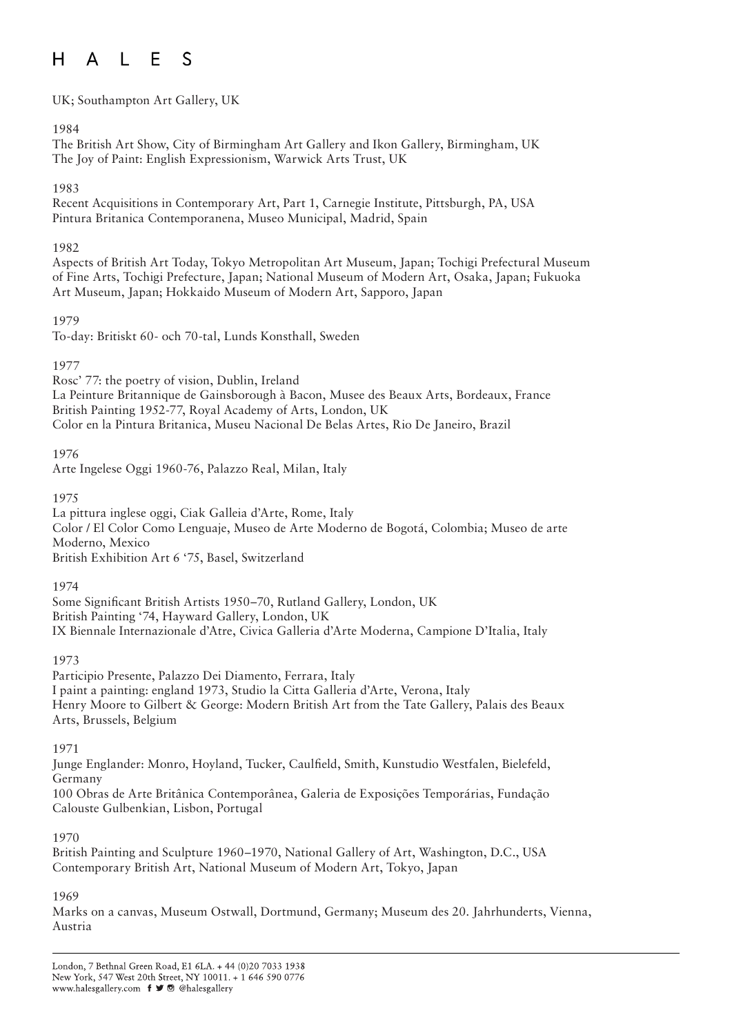UK; Southampton Art Gallery, UK

1984

The British Art Show, City of Birmingham Art Gallery and Ikon Gallery, Birmingham, UK
The Joy of Paint: English Expressionism, Warwick Arts Trust, UK

1983

Recent Acquisitions in Contemporary Art, Part 1, Carnegie Institute, Pittsburgh, PA, USA
Pintura Britanica Contemporanena, Museo Municipal, Madrid, Spain

1982

Aspects of British Art Today, Tokyo Metropolitan Art Museum, Japan; Tochigi Prefectural Museum of Fine Arts, Tochigi Prefecture, Japan; National Museum of Modern Art, Osaka, Japan; Fukuoka Art Museum, Japan; Hokkaido Museum of Modern Art, Sapporo, Japan

1979

To-day: Britiskt 60- och 70-tal, Lunds Konsthall, Sweden

1977

Rosc' 77: the poetry of vision, Dublin, Ireland
La Peinture Britannique de Gainsborough à Bacon, Musee des Beaux Arts, Bordeaux, France
British Painting 1952-77, Royal Academy of Arts, London, UK
Color en la Pintura Britanica, Museu Nacional De Belas Artes, Rio De Janeiro, Brazil

1976

Arte Ingelese Oggi 1960-76, Palazzo Real, Milan, Italy

1975

La pittura inglese oggi, Ciak Galleia d'Arte, Rome, Italy
Color / El Color Como Lenguaje, Museo de Arte Moderno de Bogotá, Colombia; Museo de arte Moderno, Mexico
British Exhibition Art 6 '75, Basel, Switzerland

1974

Some Significant British Artists 1950–70, Rutland Gallery, London, UK
British Painting '74, Hayward Gallery, London, UK
IX Biennale Internazionale d'Atre, Civica Galleria d'Arte Moderna, Campione D'Italia, Italy

1973

Participio Presente, Palazzo Dei Diamento, Ferrara, Italy
I paint a painting: england 1973, Studio la Citta Galleria d'Arte, Verona, Italy
Henry Moore to Gilbert & George: Modern British Art from the Tate Gallery, Palais des Beaux Arts, Brussels, Belgium

1971

Junge Englander: Monro, Hoyland, Tucker, Caulfield, Smith, Kunstudio Westfalen, Bielefeld, Germany
100 Obras de Arte Britânica Contemporânea, Galeria de Exposições Temporárias, Fundação Calouste Gulbenkian, Lisbon, Portugal

1970

British Painting and Sculpture 1960–1970, National Gallery of Art, Washington, D.C., USA
Contemporary British Art, National Museum of Modern Art, Tokyo, Japan

1969

Marks on a canvas, Museum Ostwall, Dortmund, Germany; Museum des 20. Jahrhunderts, Vienna, Austria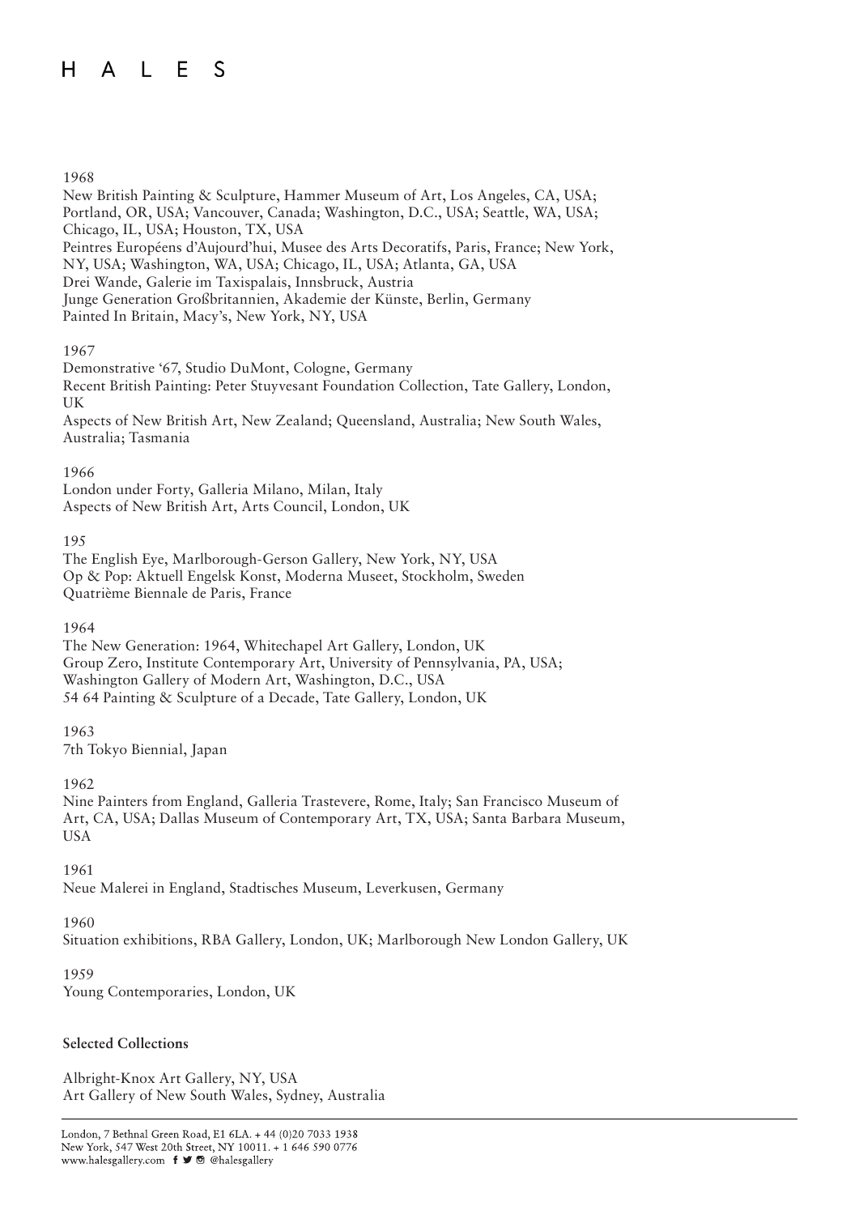1968

New British Painting & Sculpture, Hammer Museum of Art, Los Angeles, CA, USA; Portland, OR, USA; Vancouver, Canada; Washington, D.C., USA; Seattle, WA, USA; Chicago, IL, USA; Houston, TX, USA
Peintres Européens d'Aujourd'hui, Musee des Arts Decoratifs, Paris, France; New York, NY, USA; Washington, WA, USA; Chicago, IL, USA; Atlanta, GA, USA
Drei Wande, Galerie im Taxispalais, Innsbruck, Austria
Junge Generation Großbritannien, Akademie der Künste, Berlin, Germany
Painted In Britain, Macy's, New York, NY, USA

1967

Demonstrative '67, Studio DuMont, Cologne, Germany
Recent British Painting: Peter Stuyvesant Foundation Collection, Tate Gallery, London, UK
Aspects of New British Art, New Zealand; Queensland, Australia; New South Wales, Australia; Tasmania

1966

London under Forty, Galleria Milano, Milan, Italy
Aspects of New British Art, Arts Council, London, UK

195

The English Eye, Marlborough-Gerson Gallery, New York, NY, USA
Op & Pop: Aktuell Engelsk Konst, Moderna Museet, Stockholm, Sweden
Quatrième Biennale de Paris, France

1964

The New Generation: 1964, Whitechapel Art Gallery, London, UK
Group Zero, Institute Contemporary Art, University of Pennsylvania, PA, USA; Washington Gallery of Modern Art, Washington, D.C., USA
54 64 Painting & Sculpture of a Decade, Tate Gallery, London, UK

1963

7th Tokyo Biennial, Japan

1962

Nine Painters from England, Galleria Trastevere, Rome, Italy; San Francisco Museum of Art, CA, USA; Dallas Museum of Contemporary Art, TX, USA; Santa Barbara Museum, USA

1961

Neue Malerei in England, Stadtisches Museum, Leverkusen, Germany

1960

Situation exhibitions, RBA Gallery, London, UK; Marlborough New London Gallery, UK

1959

Young Contemporaries, London, UK

**Selected Collections**

Albright-Knox Art Gallery, NY, USA
Art Gallery of New South Wales, Sydney, Australia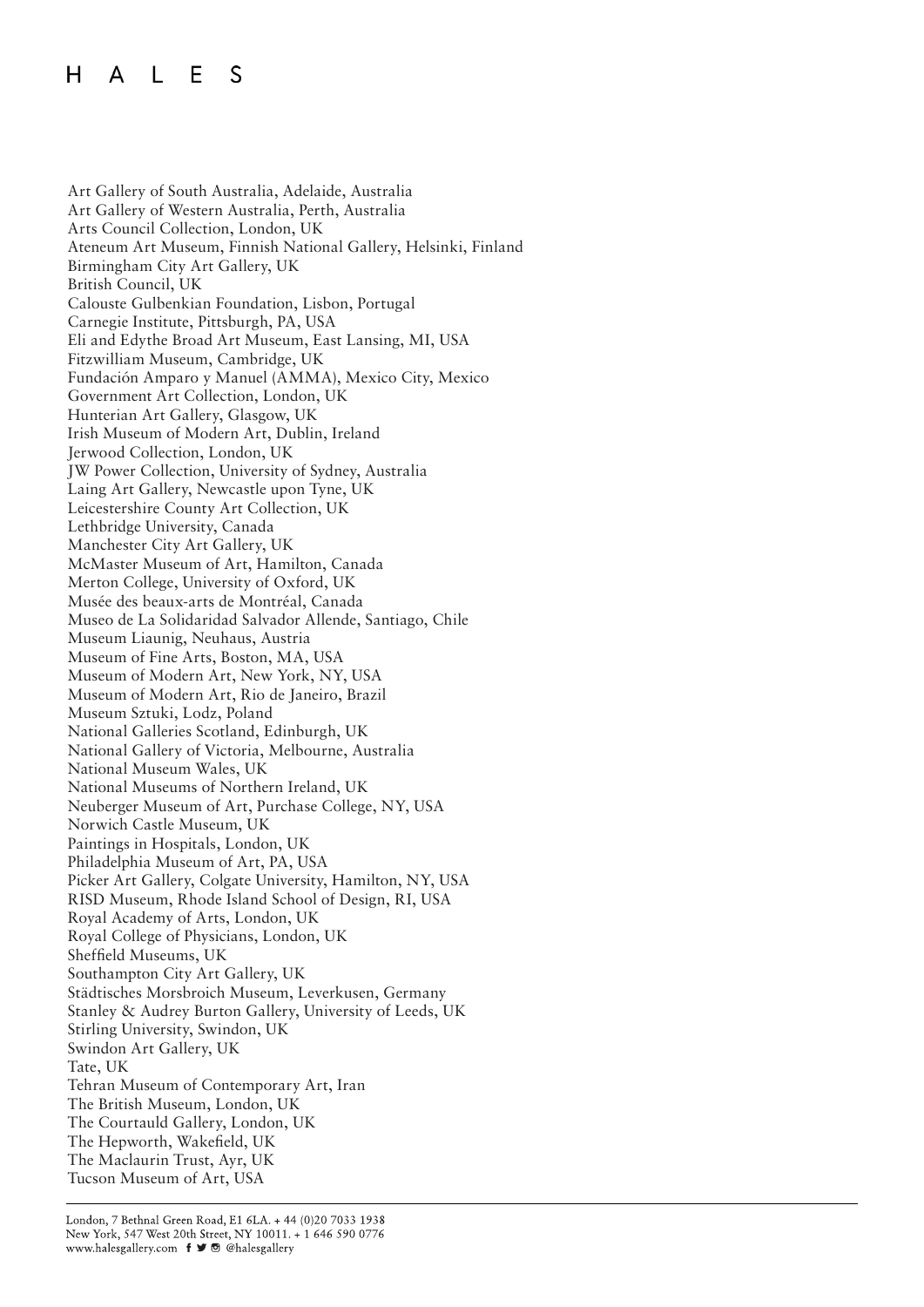Art Gallery of South Australia, Adelaide, Australia
Art Gallery of Western Australia, Perth, Australia
Arts Council Collection, London, UK
Ateneum Art Museum, Finnish National Gallery, Helsinki, Finland
Birmingham City Art Gallery, UK
British Council, UK
Calouste Gulbenkian Foundation, Lisbon, Portugal
Carnegie Institute, Pittsburgh, PA, USA
Eli and Edythe Broad Art Museum, East Lansing, MI, USA
Fitzwilliam Museum, Cambridge, UK
Fundación Amparo y Manuel (AMMA), Mexico City, Mexico
Government Art Collection, London, UK
Hunterian Art Gallery, Glasgow, UK
Irish Museum of Modern Art, Dublin, Ireland
Jerwood Collection, London, UK
JW Power Collection, University of Sydney, Australia
Laing Art Gallery, Newcastle upon Tyne, UK
Leicestershire County Art Collection, UK
Lethbridge University, Canada
Manchester City Art Gallery, UK
McMaster Museum of Art, Hamilton, Canada
Merton College, University of Oxford, UK
Musée des beaux-arts de Montréal, Canada
Museo de La Solidaridad Salvador Allende, Santiago, Chile
Museum Liaunig, Neuhaus, Austria
Museum of Fine Arts, Boston, MA, USA
Museum of Modern Art, New York, NY, USA
Museum of Modern Art, Rio de Janeiro, Brazil
Museum Sztuki, Lodz, Poland
National Galleries Scotland, Edinburgh, UK
National Gallery of Victoria, Melbourne, Australia
National Museum Wales, UK
National Museums of Northern Ireland, UK
Neuberger Museum of Art, Purchase College, NY, USA
Norwich Castle Museum, UK
Paintings in Hospitals, London, UK
Philadelphia Museum of Art, PA, USA
Picker Art Gallery, Colgate University, Hamilton, NY, USA
RISD Museum, Rhode Island School of Design, RI, USA
Royal Academy of Arts, London, UK
Royal College of Physicians, London, UK
Sheffield Museums, UK
Southampton City Art Gallery, UK
Städtisches Morsbroich Museum, Leverkusen, Germany
Stanley & Audrey Burton Gallery, University of Leeds, UK
Stirling University, Swindon, UK
Swindon Art Gallery, UK
Tate, UK
Tehran Museum of Contemporary Art, Iran
The British Museum, London, UK
The Courtauld Gallery, London, UK
The Hepworth, Wakefield, UK
The Maclaurin Trust, Ayr, UK
Tucson Museum of Art, USA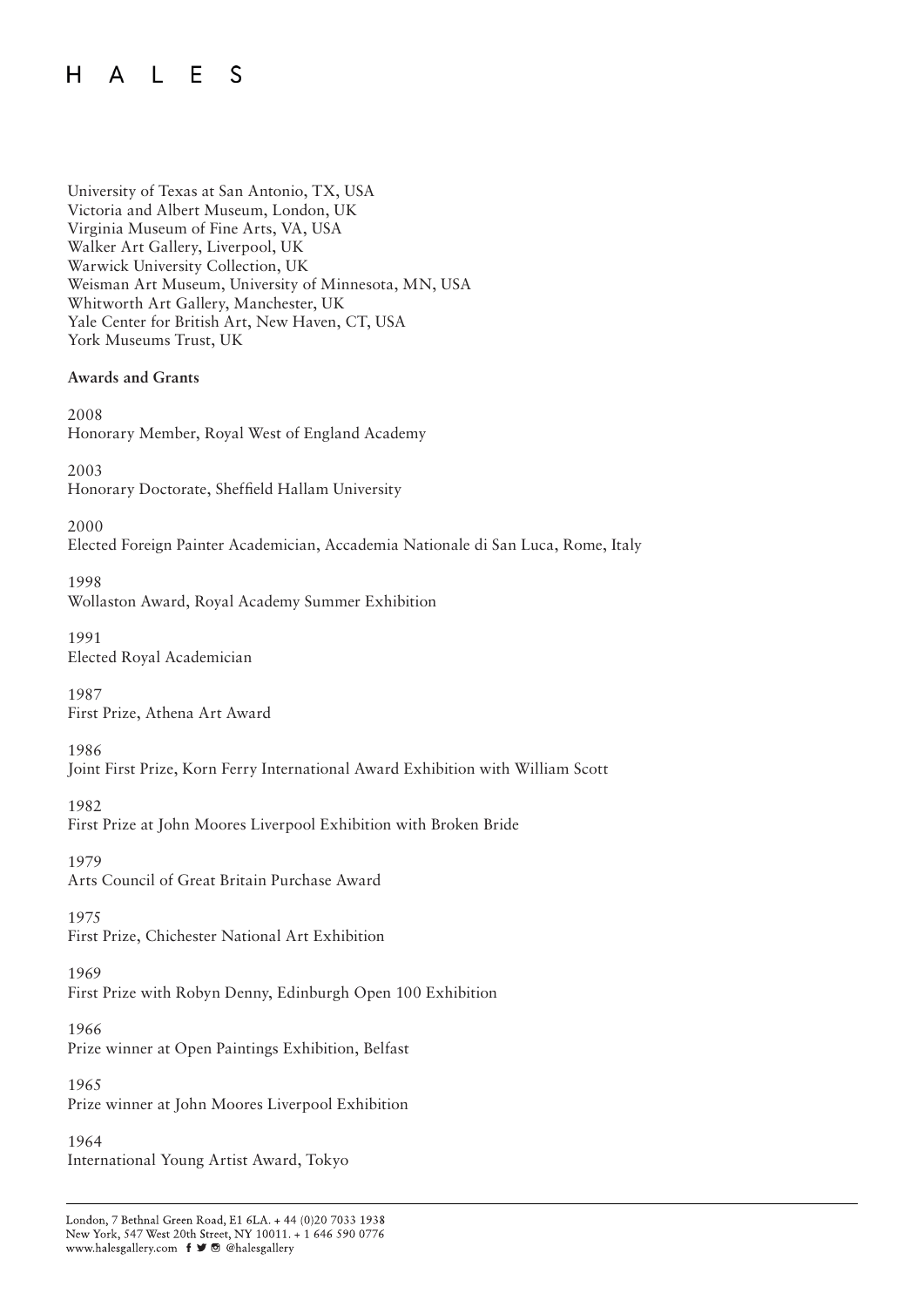University of Texas at San Antonio, TX, USA
Victoria and Albert Museum, London, UK
Virginia Museum of Fine Arts, VA, USA
Walker Art Gallery, Liverpool, UK
Warwick University Collection, UK
Weisman Art Museum, University of Minnesota, MN, USA
Whitworth Art Gallery, Manchester, UK
Yale Center for British Art, New Haven, CT, USA
York Museums Trust, UK

**Awards and Grants**

2008
Honorary Member, Royal West of England Academy

2003
Honorary Doctorate, Sheffield Hallam University

2000
Elected Foreign Painter Academician, Accademia Nationale di San Luca, Rome, Italy

1998
Wollaston Award, Royal Academy Summer Exhibition

1991
Elected Royal Academician

1987
First Prize, Athena Art Award

1986
Joint First Prize, Korn Ferry International Award Exhibition with William Scott

1982
First Prize at John Moores Liverpool Exhibition with Broken Bride

1979
Arts Council of Great Britain Purchase Award

1975
First Prize, Chichester National Art Exhibition

1969
First Prize with Robyn Denny, Edinburgh Open 100 Exhibition

1966
Prize winner at Open Paintings Exhibition, Belfast

1965
Prize winner at John Moores Liverpool Exhibition

1964
International Young Artist Award, Tokyo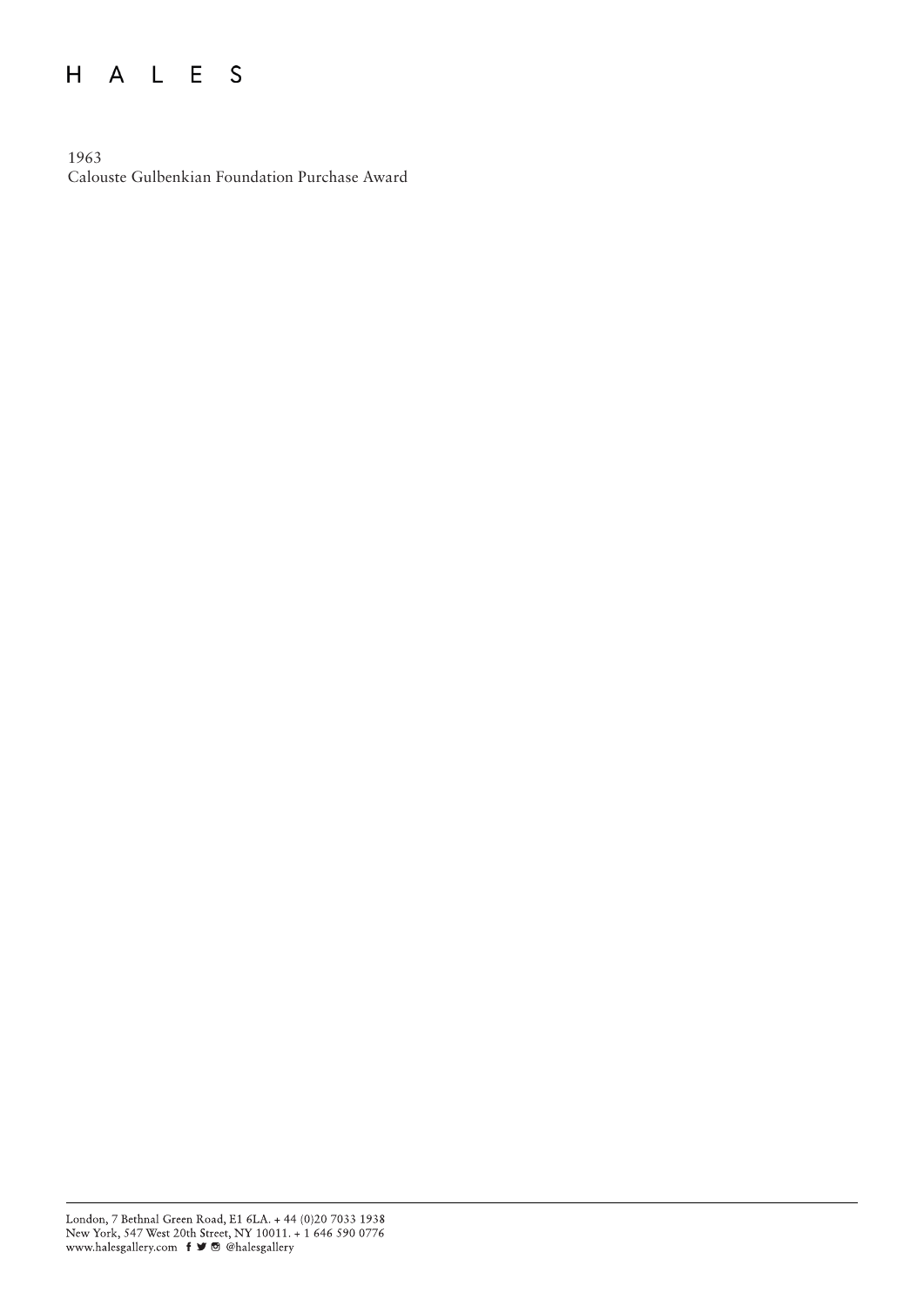1963
Calouste Gulbenkian Foundation Purchase Award